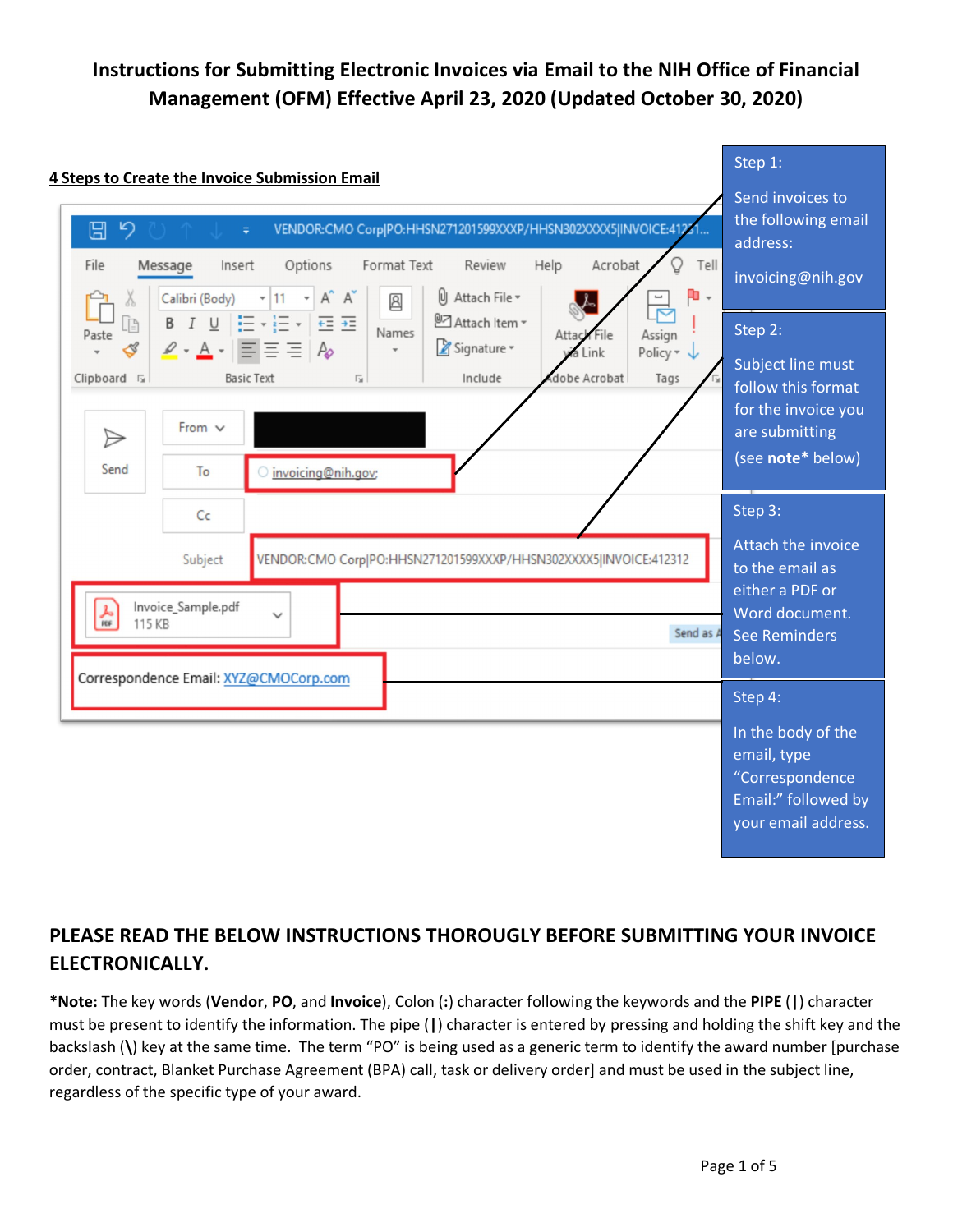# Instructions for Submitting Electronic Invoices via Email to the NIH Office of Financial Management (OFM) Effective April 23, 2020 (Updated October 30, 2020)

## 4 Steps to Create the Invoice Submission Email

VENDOR:CMO Corp|PO:HHSN271201599XXXP/HHSN302XXXX5|INVOICE:412312

To: invoicing@nih.gov

Subject: VENDOR:CMO Corp|PO:HHSN271201599XXXP/HHSN302XXXX5|INVOICE:412312

Invoice_Sample.pdf 115 KB

Correspondence Email: XYZ@CMOCorp.com

**Step 1:** Send invoices to the following email address: invoicing@nih.gov

**Step 2:** Subject line must follow this format for the invoice you are submitting (see **note*** below)

**Step 3:** Attach the invoice to the email as either a PDF or Word document. See Reminders below.

**Step 4:** In the body of the email, type "Correspondence Email:" followed by your email address.

## PLEASE READ THE BELOW INSTRUCTIONS THOROUGLY BEFORE SUBMITTING YOUR INVOICE ELECTRONICALLY.

***Note:** The key words (**Vendor**, **PO**, and **Invoice**), Colon (**:**) character following the keywords and the **PIPE** (**|**) character must be present to identify the information. The pipe (**|**) character is entered by pressing and holding the shift key and the backslash (**\**) key at the same time. The term "PO" is being used as a generic term to identify the award number [purchase order, contract, Blanket Purchase Agreement (BPA) call, task or delivery order] and must be used in the subject line, regardless of the specific type of your award.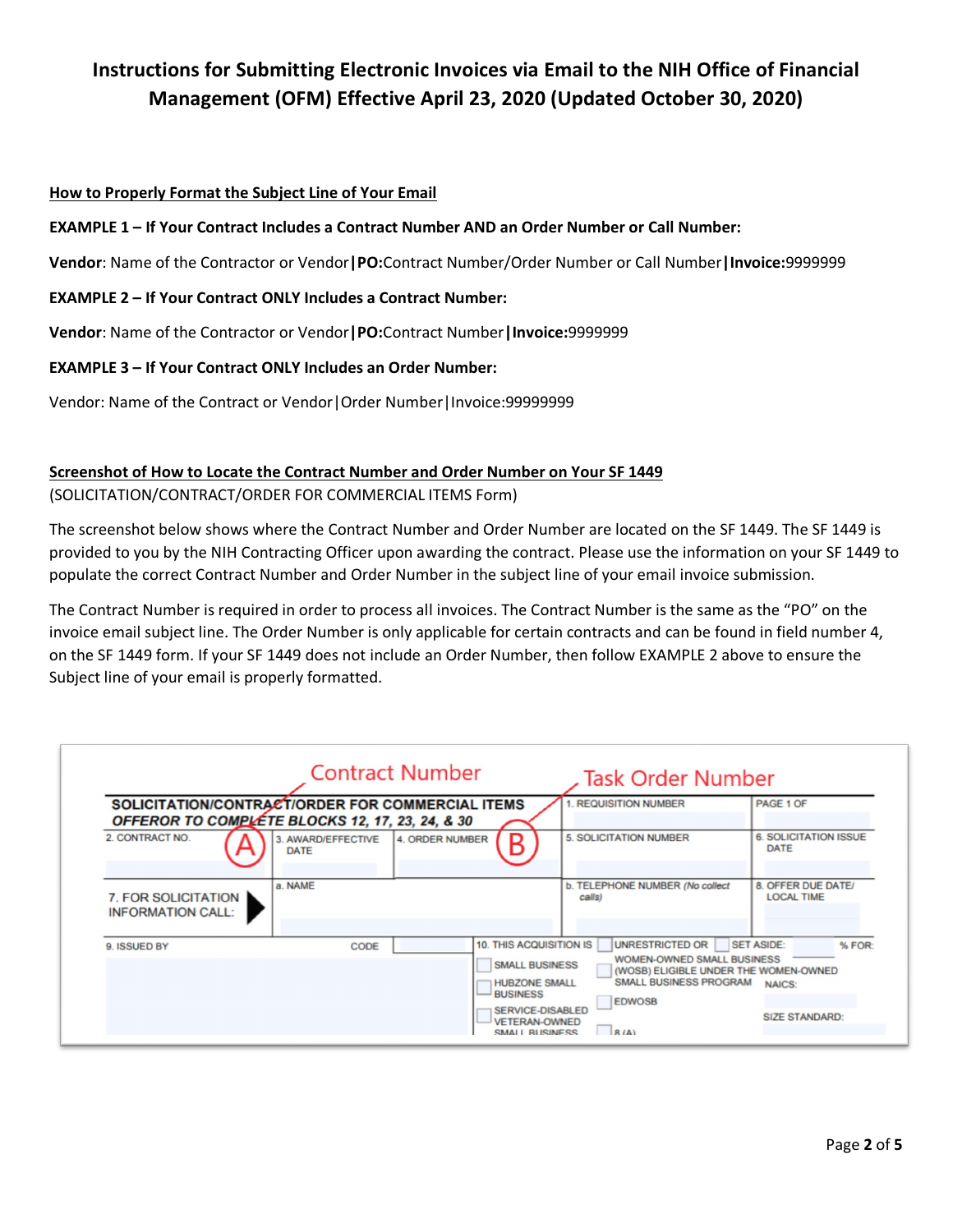# Instructions for Submitting Electronic Invoices via Email to the NIH Office of Financial Management (OFM) Effective April 23, 2020 (Updated October 30, 2020)

**How to Properly Format the Subject Line of Your Email**

**EXAMPLE 1 – If Your Contract Includes a Contract Number AND an Order Number or Call Number:**

**Vendor**: Name of the Contractor or Vendor**|PO:**Contract Number/Order Number or Call Number**|Invoice:**9999999

**EXAMPLE 2 – If Your Contract ONLY Includes a Contract Number:**

**Vendor**: Name of the Contractor or Vendor**|PO:**Contract Number**|Invoice:**9999999

**EXAMPLE 3 – If Your Contract ONLY Includes an Order Number:**

Vendor: Name of the Contract or Vendor|Order Number|Invoice:99999999

**Screenshot of How to Locate the Contract Number and Order Number on Your SF 1449**
(SOLICITATION/CONTRACT/ORDER FOR COMMERCIAL ITEMS Form)

The screenshot below shows where the Contract Number and Order Number are located on the SF 1449. The SF 1449 is provided to you by the NIH Contracting Officer upon awarding the contract. Please use the information on your SF 1449 to populate the correct Contract Number and Order Number in the subject line of your email invoice submission.

The Contract Number is required in order to process all invoices. The Contract Number is the same as the "PO" on the invoice email subject line. The Order Number is only applicable for certain contracts and can be found in field number 4, on the SF 1449 form. If your SF 1449 does not include an Order Number, then follow EXAMPLE 2 above to ensure the Subject line of your email is properly formatted.

Contract Number — Task Order Number

**SOLICITATION/CONTRACT/ORDER FOR COMMERCIAL ITEMS**
***OFFEROR TO COMPLETE BLOCKS 12, 17, 23, 24, & 30***

| 2. CONTRACT NO. (A) | 3. AWARD/EFFECTIVE DATE | 4. ORDER NUMBER (B) | 1. REQUISITION NUMBER / 5. SOLICITATION NUMBER | PAGE 1 OF / 6. SOLICITATION ISSUE DATE |
|---|---|---|---|---|
| 7. FOR SOLICITATION INFORMATION CALL: | a. NAME | | b. TELEPHONE NUMBER *(No collect calls)* | 8. OFFER DUE DATE/ LOCAL TIME |
| 9. ISSUED BY | CODE | 10. THIS ACQUISITION IS | UNRESTRICTED OR / SET ASIDE: % FOR: SMALL BUSINESS; HUBZONE SMALL BUSINESS; SERVICE-DISABLED VETERAN-OWNED SMALL BUSINESS; WOMEN-OWNED SMALL BUSINESS (WOSB) ELIGIBLE UNDER THE WOMEN-OWNED SMALL BUSINESS PROGRAM; EDWOSB; 8 (A) | NAICS: / SIZE STANDARD: |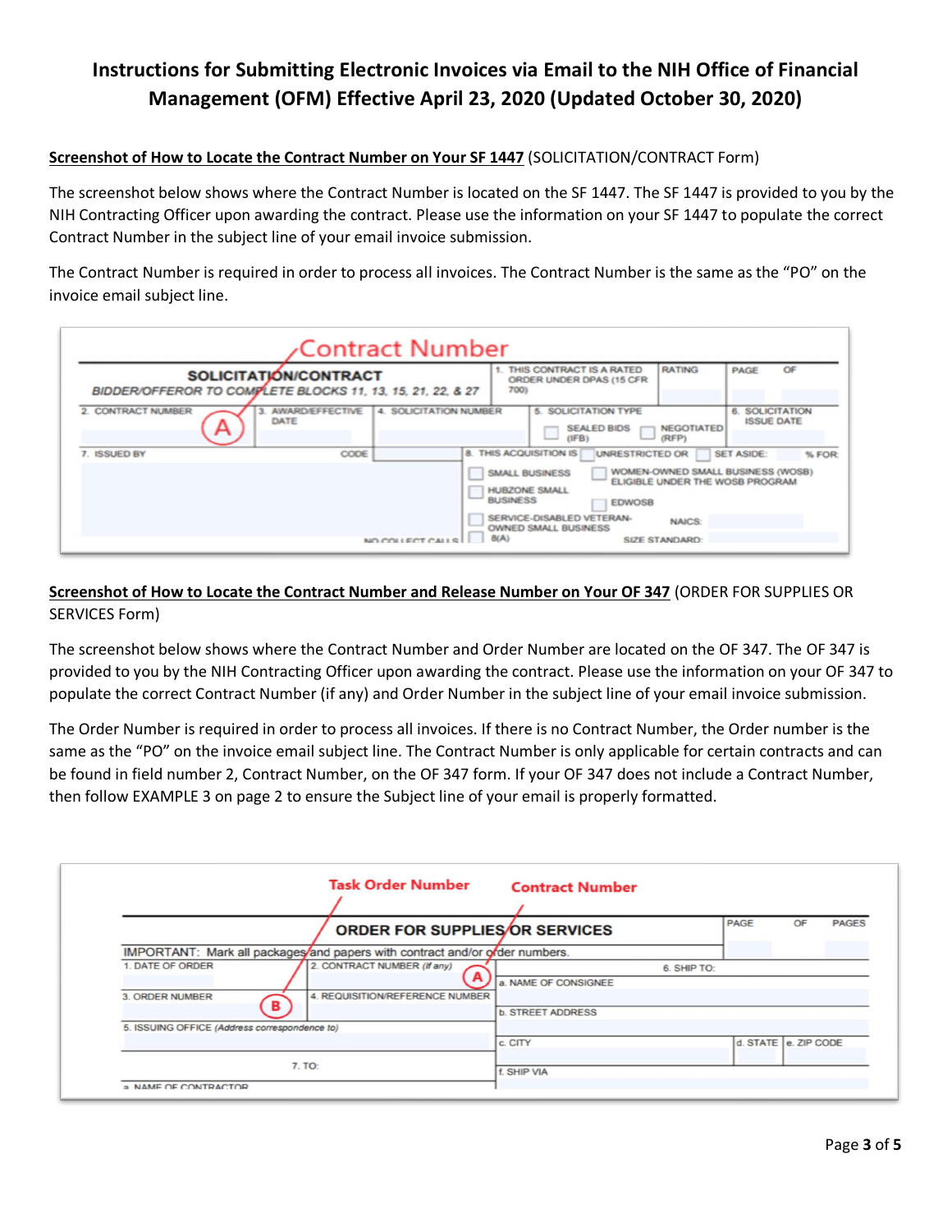# Instructions for Submitting Electronic Invoices via Email to the NIH Office of Financial Management (OFM) Effective April 23, 2020 (Updated October 30, 2020)

**Screenshot of How to Locate the Contract Number on Your SF 1447** (SOLICITATION/CONTRACT Form)

The screenshot below shows where the Contract Number is located on the SF 1447. The SF 1447 is provided to you by the NIH Contracting Officer upon awarding the contract. Please use the information on your SF 1447 to populate the correct Contract Number in the subject line of your email invoice submission.

The Contract Number is required in order to process all invoices. The Contract Number is the same as the "PO" on the invoice email subject line.

**Screenshot of How to Locate the Contract Number and Release Number on Your OF 347** (ORDER FOR SUPPLIES OR SERVICES Form)

The screenshot below shows where the Contract Number and Order Number are located on the OF 347. The OF 347 is provided to you by the NIH Contracting Officer upon awarding the contract. Please use the information on your OF 347 to populate the correct Contract Number (if any) and Order Number in the subject line of your email invoice submission.

The Order Number is required in order to process all invoices. If there is no Contract Number, the Order number is the same as the "PO" on the invoice email subject line. The Contract Number is only applicable for certain contracts and can be found in field number 2, Contract Number, on the OF 347 form. If your OF 347 does not include a Contract Number, then follow EXAMPLE 3 on page 2 to ensure the Subject line of your email is properly formatted.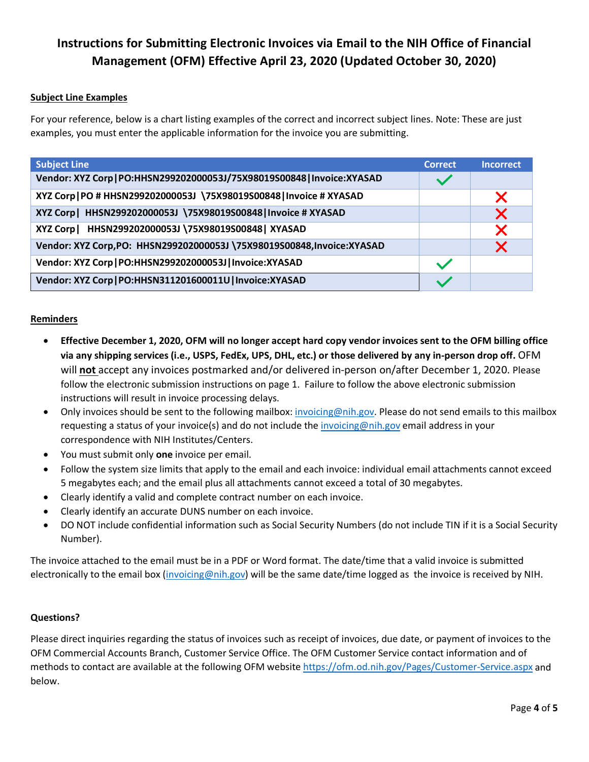# Instructions for Submitting Electronic Invoices via Email to the NIH Office of Financial Management (OFM) Effective April 23, 2020 (Updated October 30, 2020)

## Subject Line Examples

For your reference, below is a chart listing examples of the correct and incorrect subject lines. Note: These are just examples, you must enter the applicable information for the invoice you are submitting.

| Subject Line | Correct | Incorrect |
| --- | --- | --- |
| Vendor: XYZ Corp\|PO:HHSN299202000053J/75X98019S00848\|Invoice:XYASAD | ✓ | |
| XYZ Corp\|PO # HHSN299202000053J \75X98019S00848\|Invoice # XYASAD | | ✗ |
| XYZ Corp\| HHSN299202000053J \75X98019S00848\|Invoice # XYASAD | | ✗ |
| XYZ Corp\| HHSN299202000053J \75X98019S00848\| XYASAD | | ✗ |
| Vendor: XYZ Corp,PO: HHSN299202000053J \75X98019S00848,Invoice:XYASAD | | ✗ |
| Vendor: XYZ Corp\|PO:HHSN299202000053J\|Invoice:XYASAD | ✓ | |
| Vendor: XYZ Corp\|PO:HHSN311201600011U\|Invoice:XYASAD | ✓ | |

## Reminders

- **Effective December 1, 2020, OFM will no longer accept hard copy vendor invoices sent to the OFM billing office via any shipping services (i.e., USPS, FedEx, UPS, DHL, etc.) or those delivered by any in-person drop off.** OFM will **not** accept any invoices postmarked and/or delivered in-person on/after December 1, 2020. Please follow the electronic submission instructions on page 1. Failure to follow the above electronic submission instructions will result in invoice processing delays.
- Only invoices should be sent to the following mailbox: invoicing@nih.gov. Please do not send emails to this mailbox requesting a status of your invoice(s) and do not include the invoicing@nih.gov email address in your correspondence with NIH Institutes/Centers.
- You must submit only **one** invoice per email.
- Follow the system size limits that apply to the email and each invoice: individual email attachments cannot exceed 5 megabytes each; and the email plus all attachments cannot exceed a total of 30 megabytes.
- Clearly identify a valid and complete contract number on each invoice.
- Clearly identify an accurate DUNS number on each invoice.
- DO NOT include confidential information such as Social Security Numbers (do not include TIN if it is a Social Security Number).

The invoice attached to the email must be in a PDF or Word format. The date/time that a valid invoice is submitted electronically to the email box (invoicing@nih.gov) will be the same date/time logged as the invoice is received by NIH.

### Questions?

Please direct inquiries regarding the status of invoices such as receipt of invoices, due date, or payment of invoices to the OFM Commercial Accounts Branch, Customer Service Office. The OFM Customer Service contact information and of methods to contact are available at the following OFM website https://ofm.od.nih.gov/Pages/Customer-Service.aspx and below.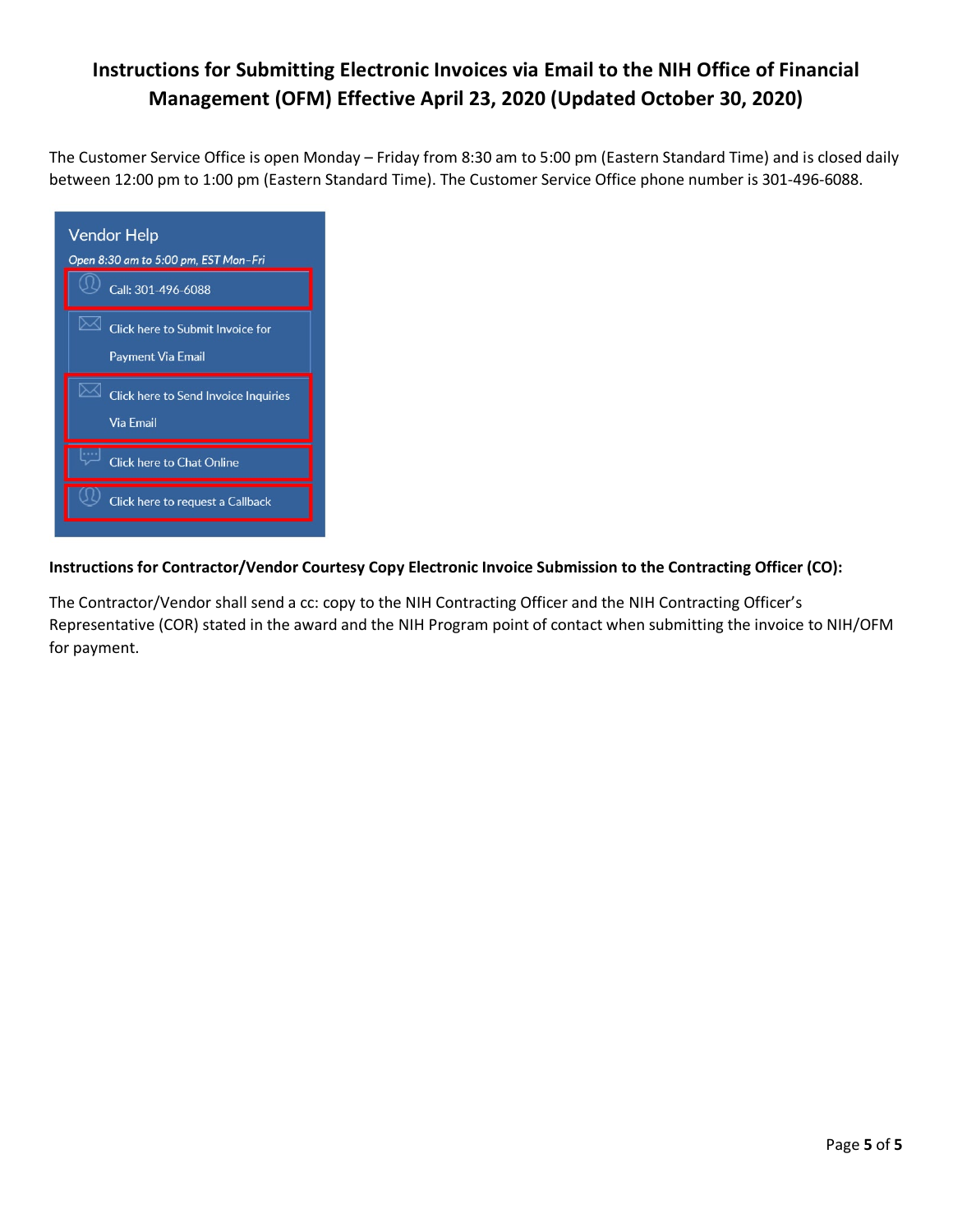# Instructions for Submitting Electronic Invoices via Email to the NIH Office of Financial Management (OFM) Effective April 23, 2020 (Updated October 30, 2020)

The Customer Service Office is open Monday – Friday from 8:30 am to 5:00 pm (Eastern Standard Time) and is closed daily between 12:00 pm to 1:00 pm (Eastern Standard Time). The Customer Service Office phone number is 301-496-6088.

Vendor Help

*Open 8:30 am to 5:00 pm, EST Mon–Fri*

- Call: 301-496-6088
- Click here to Submit Invoice for Payment Via Email
- Click here to Send Invoice Inquiries Via Email
- Click here to Chat Online
- Click here to request a Callback

**Instructions for Contractor/Vendor Courtesy Copy Electronic Invoice Submission to the Contracting Officer (CO):**

The Contractor/Vendor shall send a cc: copy to the NIH Contracting Officer and the NIH Contracting Officer's Representative (COR) stated in the award and the NIH Program point of contact when submitting the invoice to NIH/OFM for payment.